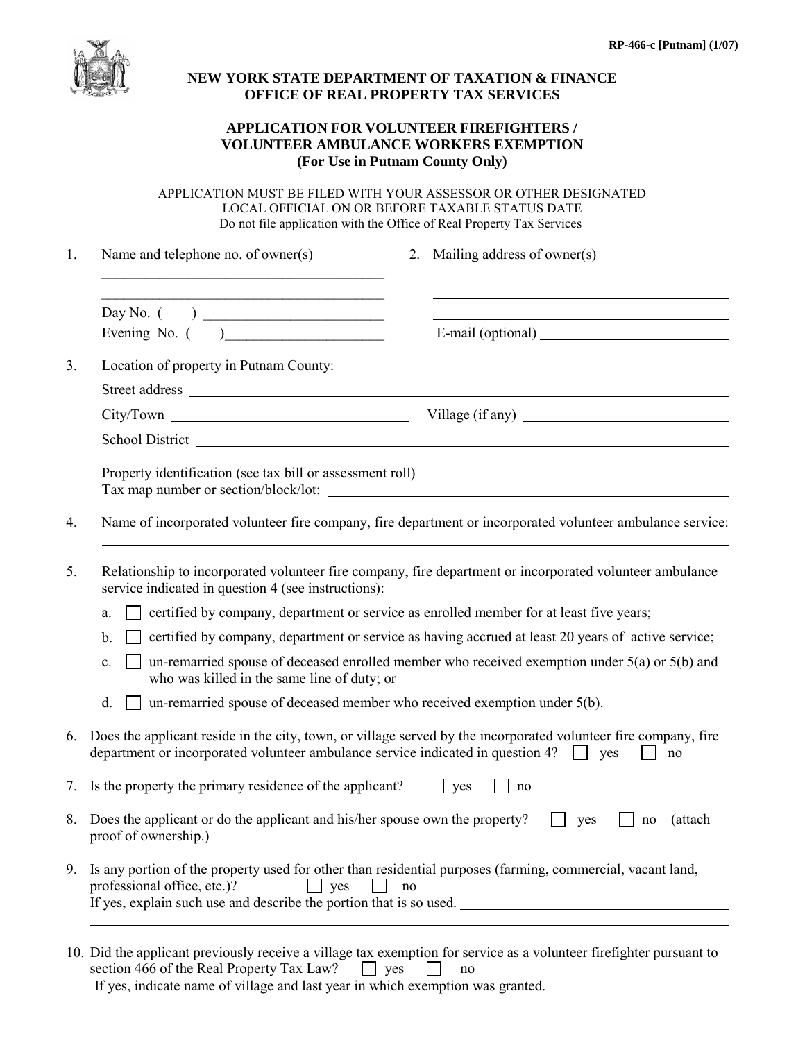RP-466-c [Putnam] (1/07)

**NEW YORK STATE DEPARTMENT OF TAXATION & FINANCE**
**OFFICE OF REAL PROPERTY TAX SERVICES**

# APPLICATION FOR VOLUNTEER FIREFIGHTERS / VOLUNTEER AMBULANCE WORKERS EXEMPTION
**(For Use in Putnam County Only)**

APPLICATION MUST BE FILED WITH YOUR ASSESSOR OR OTHER DESIGNATED LOCAL OFFICIAL ON OR BEFORE TAXABLE STATUS DATE
Do not file application with the Office of Real Property Tax Services

1. Name and telephone no. of owner(s) ____________________
   ____________________
   Day No. (     ) ____________________
   Evening No. (     ) ____________________

2. Mailing address of owner(s) ____________________
   ____________________
   ____________________
   E-mail (optional) ____________________

3. Location of property in Putnam County:
   Street address ____________________
   City/Town ____________________ Village (if any) ____________________
   School District ____________________

   Property identification (see tax bill or assessment roll)
   Tax map number or section/block/lot: ____________________

4. Name of incorporated volunteer fire company, fire department or incorporated volunteer ambulance service:
   ____________________

5. Relationship to incorporated volunteer fire company, fire department or incorporated volunteer ambulance service indicated in question 4 (see instructions):
   a. ☐ certified by company, department or service as enrolled member for at least five years;
   b. ☐ certified by company, department or service as having accrued at least 20 years of active service;
   c. ☐ un-remarried spouse of deceased enrolled member who received exemption under 5(a) or 5(b) and who was killed in the same line of duty; or
   d. ☐ un-remarried spouse of deceased member who received exemption under 5(b).

6. Does the applicant reside in the city, town, or village served by the incorporated volunteer fire company, fire department or incorporated volunteer ambulance service indicated in question 4? ☐ yes ☐ no

7. Is the property the primary residence of the applicant? ☐ yes ☐ no

8. Does the applicant or do the applicant and his/her spouse own the property? ☐ yes ☐ no (attach proof of ownership.)

9. Is any portion of the property used for other than residential purposes (farming, commercial, vacant land, professional office, etc.)? ☐ yes ☐ no
   If yes, explain such use and describe the portion that is so used. ____________________
   ____________________

10. Did the applicant previously receive a village tax exemption for service as a volunteer firefighter pursuant to section 466 of the Real Property Tax Law? ☐ yes ☐ no
    If yes, indicate name of village and last year in which exemption was granted. ____________________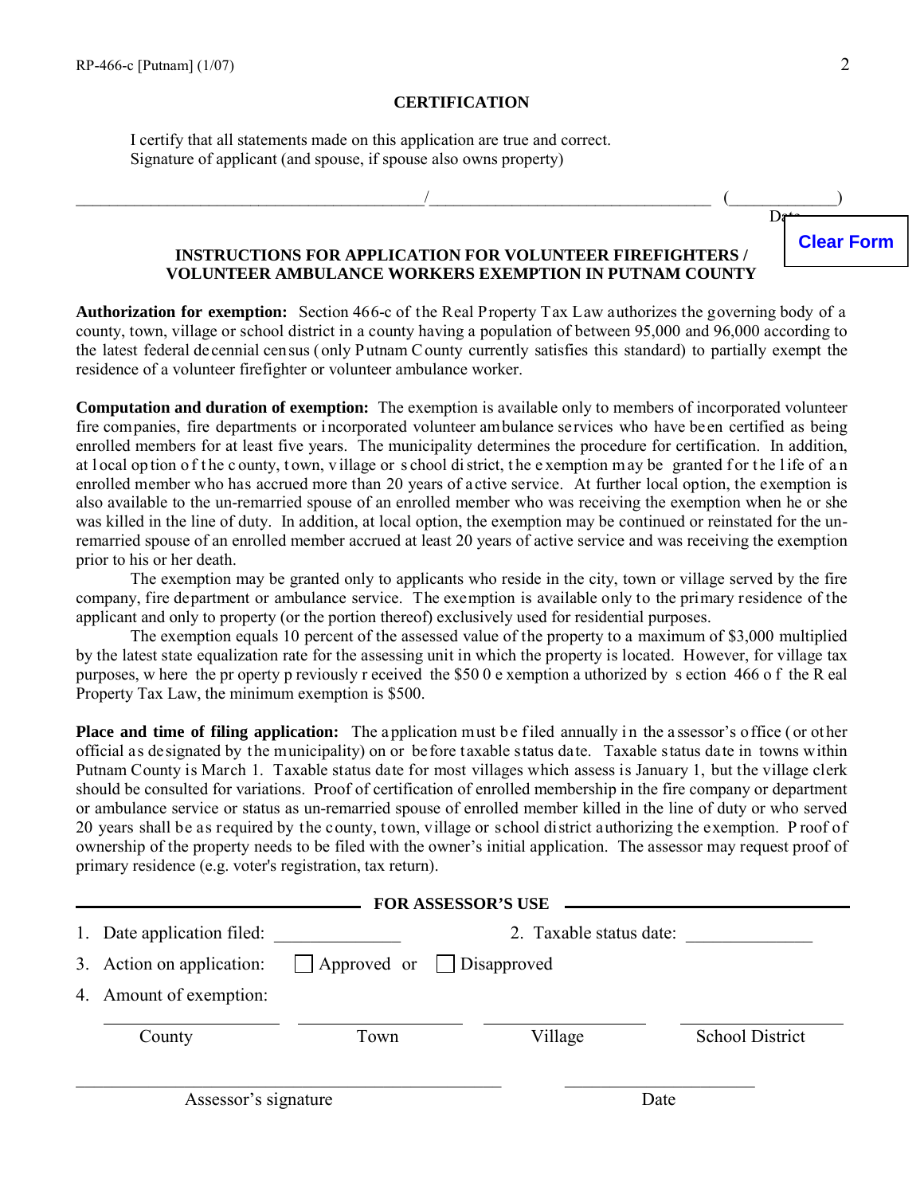## CERTIFICATION

I certify that all statements made on this application are true and correct.
Signature of applicant (and spouse, if spouse also owns property)

_______________________________________ / _______________________________ (____________)
Date

Clear Form

### INSTRUCTIONS FOR APPLICATION FOR VOLUNTEER FIREFIGHTERS / VOLUNTEER AMBULANCE WORKERS EXEMPTION IN PUTNAM COUNTY

**Authorization for exemption:** Section 466-c of the Real Property Tax Law authorizes the governing body of a county, town, village or school district in a county having a population of between 95,000 and 96,000 according to the latest federal decennial census (only Putnam County currently satisfies this standard) to partially exempt the residence of a volunteer firefighter or volunteer ambulance worker.

**Computation and duration of exemption:** The exemption is available only to members of incorporated volunteer fire companies, fire departments or incorporated volunteer ambulance services who have been certified as being enrolled members for at least five years. The municipality determines the procedure for certification. In addition, at local option of the county, town, village or school district, the exemption may be granted for the life of an enrolled member who has accrued more than 20 years of active service. At further local option, the exemption is also available to the un-remarried spouse of an enrolled member who was receiving the exemption when he or she was killed in the line of duty. In addition, at local option, the exemption may be continued or reinstated for the un-remarried spouse of an enrolled member accrued at least 20 years of active service and was receiving the exemption prior to his or her death.

The exemption may be granted only to applicants who reside in the city, town or village served by the fire company, fire department or ambulance service. The exemption is available only to the primary residence of the applicant and only to property (or the portion thereof) exclusively used for residential purposes.

The exemption equals 10 percent of the assessed value of the property to a maximum of $3,000 multiplied by the latest state equalization rate for the assessing unit in which the property is located. However, for village tax purposes, where the property previously received the $500 exemption authorized by section 466 of the Real Property Tax Law, the minimum exemption is $500.

**Place and time of filing application:** The application must be filed annually in the assessor's office (or other official as designated by the municipality) on or before taxable status date. Taxable status date in towns within Putnam County is March 1. Taxable status date for most villages which assess is January 1, but the village clerk should be consulted for variations. Proof of certification of enrolled membership in the fire company or department or ambulance service or status as un-remarried spouse of enrolled member killed in the line of duty or who served 20 years shall be as required by the county, town, village or school district authorizing the exemption. Proof of ownership of the property needs to be filed with the owner's initial application. The assessor may request proof of primary residence (e.g. voter's registration, tax return).

### FOR ASSESSOR'S USE

1. Date application filed: ____________ 2. Taxable status date: ____________
3. Action on application: ☐ Approved or ☐ Disapproved
4. Amount of exemption:

| | | | |
|---|---|---|---|
| ____________ | ____________ | ____________ | ____________ |
| County | Town | Village | School District |

______________________________ ______________
Assessor's signature Date